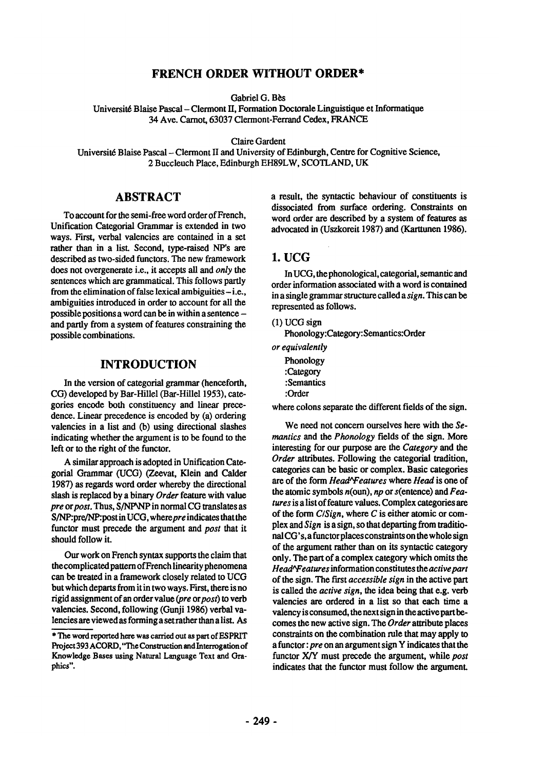# FRENCH ORDER WITHOUT ORDER*

Gabriel G. Bès

Université Blaise Pascal – Clermont II, Formation Doctorale Linguistique et Informatique
34 Ave. Carnot, 63037 Clermont-Ferrand Cedex, FRANCE

Claire Gardent

Université Blaise Pascal – Clermont II and University of Edinburgh, Centre for Cognitive Science,
2 Buccleuch Place, Edinburgh EH89LW, SCOTLAND, UK

## ABSTRACT

To account for the semi-free word order of French, Unification Categorial Grammar is extended in two ways. First, verbal valencies are contained in a set rather than in a list. Second, type-raised NP's are described as two-sided functors. The new framework does not overgenerate i.e., it accepts all and *only* the sentences which are grammatical. This follows partly from the elimination of false lexical ambiguities – i.e., ambiguities introduced in order to account for all the possible positions a word can be in within a sentence – and partly from a system of features constraining the possible combinations.

## INTRODUCTION

In the version of categorial grammar (henceforth, CG) developed by Bar-Hillel (Bar-Hillel 1953), categories encode both constituency and linear precedence. Linear precedence is encoded by (a) ordering valencies in a list and (b) using directional slashes indicating whether the argument is to be found to the left or to the right of the functor.

A similar approach is adopted in Unification Categorial Grammar (UCG) (Zeevat, Klein and Calder 1987) as regards word order whereby the directional slash is replaced by a binary *Order* feature with value *pre* or *post*. Thus, S/NP\NP in normal CG translates as S/NP:pre/NP:post in UCG, where *pre* indicates that the functor must precede the argument and *post* that it should follow it.

Our work on French syntax supports the claim that the complicated pattern of French linearity phenomena can be treated in a framework closely related to UCG but which departs from it in two ways. First, there is no rigid assignment of an order value (*pre* or *post*) to verb valencies. Second, following (Gunji 1986) verbal valencies are viewed as forming a set rather than a list. As a result, the syntactic behaviour of constituents is dissociated from surface ordering. Constraints on word order are described by a system of features as advocated in (Uszkoreit 1987) and (Karttunen 1986).

## 1. UCG

In UCG, the phonological, categorial, semantic and order information associated with a word is contained in a single grammar structure called a *sign*. This can be represented as follows.

(1) UCG sign
Phonology:Category:Semantics:Order

*or equivalently*

Phonology
:Category
:Semantics
:Order

where colons separate the different fields of the sign.

We need not concern ourselves here with the *Semantics* and the *Phonology* fields of the sign. More interesting for our purpose are the *Category* and the *Order* attributes. Following the categorial tradition, categories can be basic or complex. Basic categories are of the form *Head^Features* where *Head* is one of the atomic symbols *n*(oun), *np* or *s*(entence) and *Features* is a list of feature values. Complex categories are of the form *C/Sign*, where *C* is either atomic or complex and *Sign* is a sign, so that departing from traditional CG's, a functor places constraints on the whole sign of the argument rather than on its syntactic category only. The part of a complex category which omits the *Head^Features* information constitutes the *active part* of the sign. The first *accessible sign* in the active part is called the *active sign*, the idea being that e.g. verb valencies are ordered in a list so that each time a valency is consumed, the next sign in the active part becomes the new active sign. The *Order* attribute places constraints on the combination rule that may apply to a functor: *pre* on an argument sign Y indicates that the functor X/Y must precede the argument, while *post* indicates that the functor must follow the argument.

---

* The word reported here was carried out as part of ESPRIT Project 393 ACORD, "The Construction and Interrogation of Knowledge Bases using Natural Language Text and Graphics".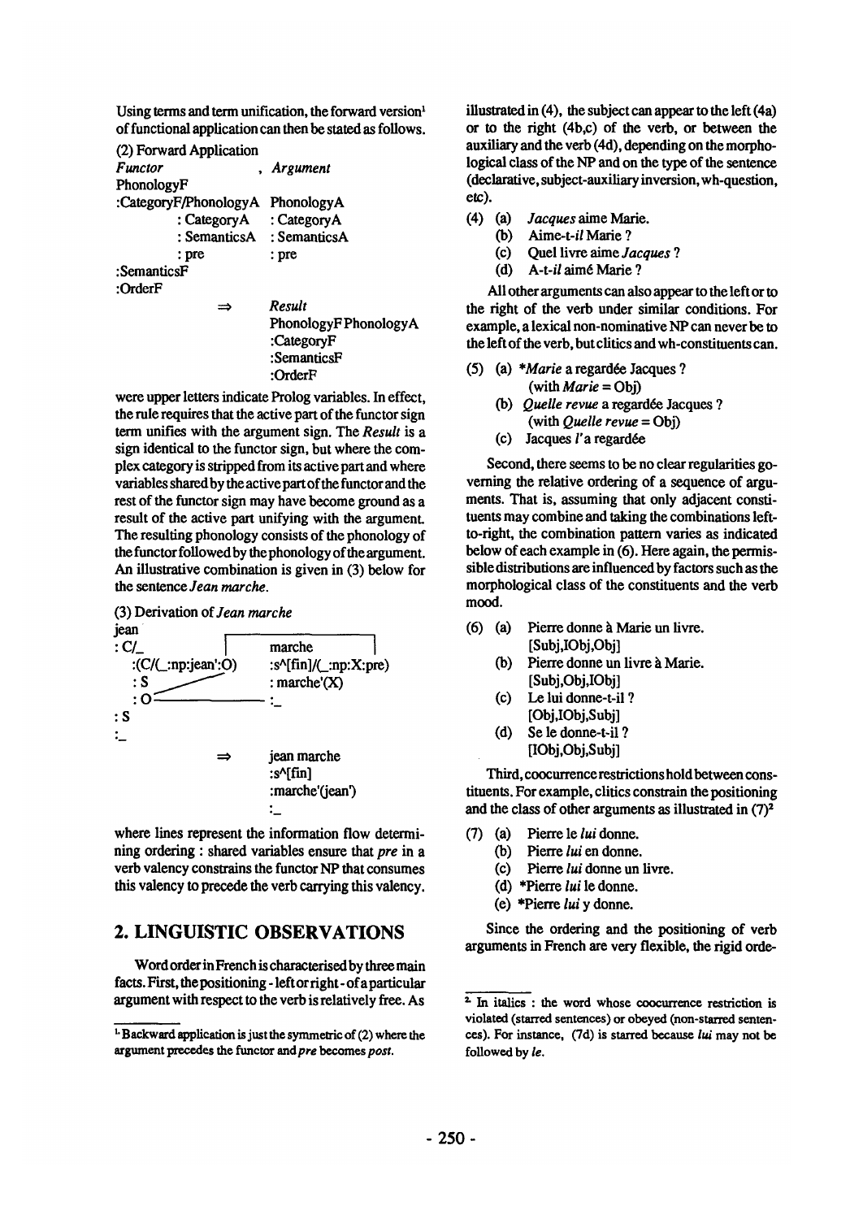Using terms and term unification, the forward version[1] of functional application can then be stated as follows.

(2) Forward Application

```
Functor                     , Argument
PhonologyF
:CategoryF/PhonologyA    PhonologyA
        : CategoryA       : CategoryA
        : SemanticsA      : SemanticsA
        : pre             : pre
:SemanticsF
:OrderF
                ⇒         Result
                          PhonologyF PhonologyA
                          :CategoryF
                          :SemanticsF
                          :OrderF
```

were upper letters indicate Prolog variables. In effect, the rule requires that the active part of the functor sign term unifies with the argument sign. The *Result* is a sign identical to the functor sign, but where the complex category is stripped from its active part and where variables shared by the active part of the functor and the rest of the functor sign may have become ground as a result of the active part unifying with the argument. The resulting phonology consists of the phonology of the functor followed by the phonology of the argument. An illustrative combination is given in (3) below for the sentence *Jean marche*.

(3) Derivation of *Jean marche*

```
jean
: C/_                       marche
  :(C/(_:np:jean':O)        :s^[fin]/(_:np:X:pre)
  : S                       : marche'(X)
  : O                       :_
: S
:_
                ⇒           jean marche
                            :s^[fin]
                            :marche'(jean')
                            :_
```

where lines represent the information flow determining ordering : shared variables ensure that *pre* in a verb valency constrains the functor NP that consumes this valency to precede the verb carrying this valency.

## 2. LINGUISTIC OBSERVATIONS

Word order in French is characterised by three main facts. First, the positioning - left or right - of a particular argument with respect to the verb is relatively free. As illustrated in (4), the subject can appear to the left (4a) or to the right (4b,c) of the verb, or between the auxiliary and the verb (4d), depending on the morphological class of the NP and on the type of the sentence (declarative, subject-auxiliary inversion, wh-question, etc).

(4) (a) *Jacques* aime Marie.
    (b) Aime-t-*il* Marie ?
    (c) Quel livre aime *Jacques* ?
    (d) A-t-*il* aimé Marie ?

All other arguments can also appear to the left or to the right of the verb under similar conditions. For example, a lexical non-nominative NP can never be to the left of the verb, but clitics and wh-constituents can.

(5) (a) \**Marie* a regardée Jacques ?
        (with *Marie* = Obj)
    (b) *Quelle revue* a regardée Jacques ?
        (with *Quelle revue* = Obj)
    (c) Jacques *l'*a regardée

Second, there seems to be no clear regularities governing the relative ordering of a sequence of arguments. That is, assuming that only adjacent constituents may combine and taking the combinations left-to-right, the combination pattern varies as indicated below of each example in (6). Here again, the permissible distributions are influenced by factors such as the morphological class of the constituents and the verb mood.

(6) (a) Pierre donne à Marie un livre.
        [Subj,IObj,Obj]
    (b) Pierre donne un livre à Marie.
        [Subj,Obj,IObj]
    (c) Le lui donne-t-il ?
        [Obj,IObj,Subj]
    (d) Se le donne-t-il ?
        [IObj,Obj,Subj]

Third, coocurrence restrictions hold between constituents. For example, clitics constrain the positioning and the class of other arguments as illustrated in (7)[2]

(7) (a) Pierre le *lui* donne.
    (b) Pierre *lui* en donne.
    (c) Pierre *lui* donne un livre.
    (d) \*Pierre *lui* le donne.
    (e) \*Pierre *lui* y donne.

Since the ordering and the positioning of verb arguments in French are very flexible, the rigid orde-

---

[1] Backward application is just the symmetric of (2) where the argument precedes the functor and *pre* becomes *post*.

[2] In italics : the word whose coocurrence restriction is violated (starred sentences) or obeyed (non-starred sentences). For instance, (7d) is starred because *lui* may not be followed by *le*.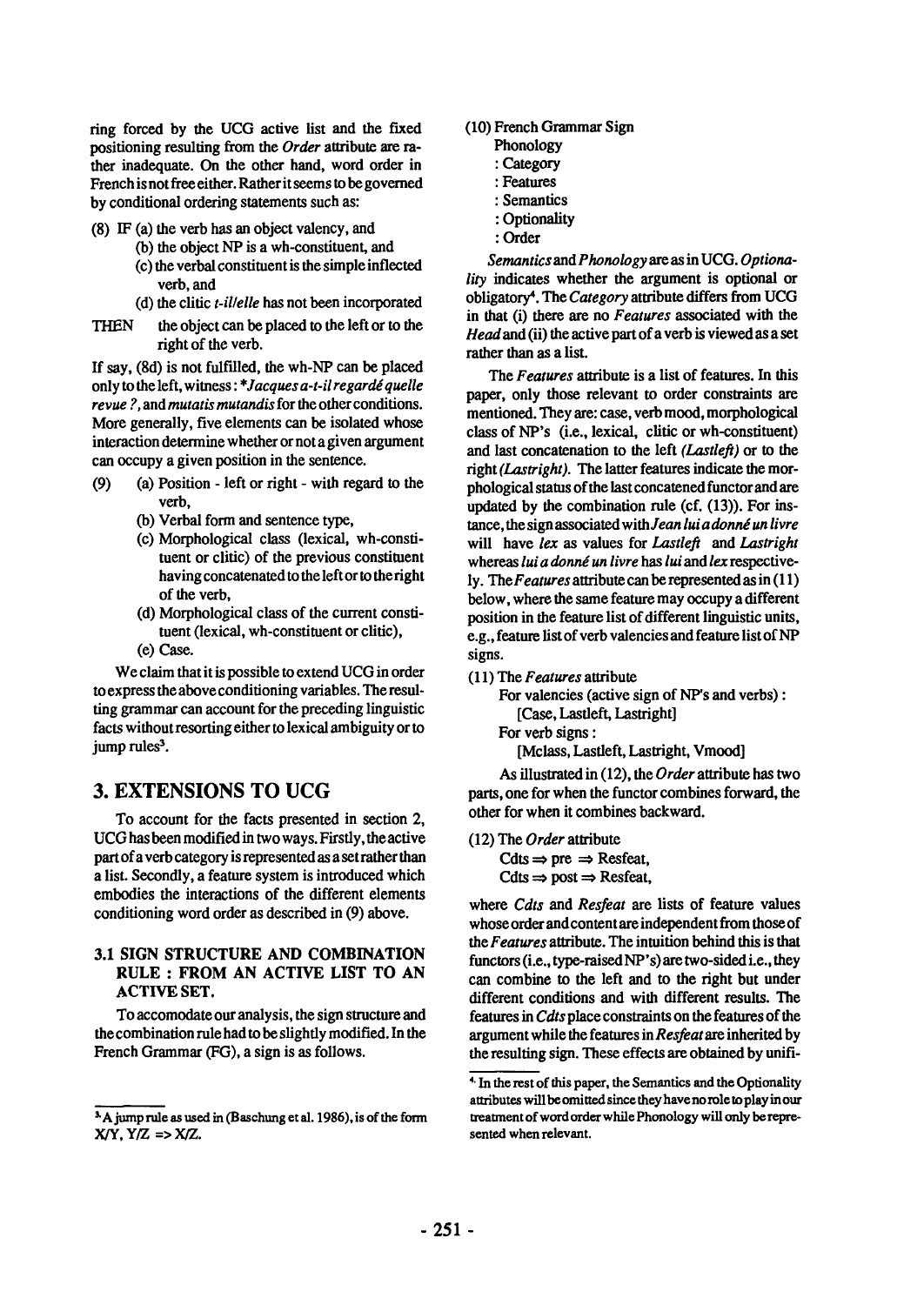ring forced by the UCG active list and the fixed positioning resulting from the *Order* attribute are rather inadequate. On the other hand, word order in French is not free either. Rather it seems to be governed by conditional ordering statements such as:

(8) IF (a) the verb has an object valency, and
 (b) the object NP is a wh-constituent, and
 (c) the verbal constituent is the simple inflected verb, and
 (d) the clitic *t-il/elle* has not been incorporated

THEN the object can be placed to the left or to the right of the verb.

If say, (8d) is not fulfilled, the wh-NP can be placed only to the left, witness: **Jacques a-t-il regardé quelle revue ?*, and *mutatis mutandis* for the other conditions. More generally, five elements can be isolated whose interaction determine whether or not a given argument can occupy a given position in the sentence.

(9) (a) Position - left or right - with regard to the verb,
 (b) Verbal form and sentence type,
 (c) Morphological class (lexical, wh-constituent or clitic) of the previous constituent having concatenated to the left or to the right of the verb,
 (d) Morphological class of the current constituent (lexical, wh-constituent or clitic),
 (e) Case.

We claim that it is possible to extend UCG in order to express the above conditioning variables. The resulting grammar can account for the preceding linguistic facts without resorting either to lexical ambiguity or to jump rules[3].

## 3. EXTENSIONS TO UCG

To account for the facts presented in section 2, UCG has been modified in two ways. Firstly, the active part of a verb category is represented as a set rather than a list. Secondly, a feature system is introduced which embodies the interactions of the different elements conditioning word order as described in (9) above.

### 3.1 SIGN STRUCTURE AND COMBINATION RULE : FROM AN ACTIVE LIST TO AN ACTIVE SET.

To accomodate our analysis, the sign structure and the combination rule had to be slightly modified. In the French Grammar (FG), a sign is as follows.

(10) French Grammar Sign
 Phonology
 : Category
 : Features
 : Semantics
 : Optionality
 : Order

*Semantics* and *Phonology* are as in UCG. *Optionality* indicates whether the argument is optional or obligatory[4]. The *Category* attribute differs from UCG in that (i) there are no *Features* associated with the *Head* and (ii) the active part of a verb is viewed as a set rather than as a list.

The *Features* attribute is a list of features. In this paper, only those relevant to order constraints are mentioned. They are: case, verb mood, morphological class of NP's (i.e., lexical, clitic or wh-constituent) and last concatenation to the left (*Lastleft*) or to the right (*Lastright*). The latter features indicate the morphological status of the last concatened functor and are updated by the combination rule (cf. (13)). For instance, the sign associated with *Jean lui a donné un livre* will have *lex* as values for *Lastleft* and *Lastright* whereas *lui a donné un livre* has *lui* and *lex* respectively. The *Features* attribute can be represented as in (11) below, where the same feature may occupy a different position in the feature list of different linguistic units, e.g., feature list of verb valencies and feature list of NP signs.

(11) The *Features* attribute
 For valencies (active sign of NP's and verbs) :
 [Case, Lastleft, Lastright]
 For verb signs :
 [Mclass, Lastleft, Lastright, Vmood]

As illustrated in (12), the *Order* attribute has two parts, one for when the functor combines forward, the other for when it combines backward.

(12) The *Order* attribute
 $Cdts \Rightarrow pre \Rightarrow Resfeat,$
 $Cdts \Rightarrow post \Rightarrow Resfeat,$

where *Cdts* and *Resfeat* are lists of feature values whose order and content are independent from those of the *Features* attribute. The intuition behind this is that functors (i.e., type-raised NP's) are two-sided i.e., they can combine to the left and to the right but under different conditions and with different results. The features in *Cdts* place constraints on the features of the argument while the features in *Resfeat* are inherited by the resulting sign. These effects are obtained by unifi-

---

[3] A jump rule as used in (Baschung et al. 1986), is of the form X/Y, Y/Z => X/Z.

[4] In the rest of this paper, the Semantics and the Optionality attributes will be omitted since they have no role to play in our treatment of word order while Phonology will only be represented when relevant.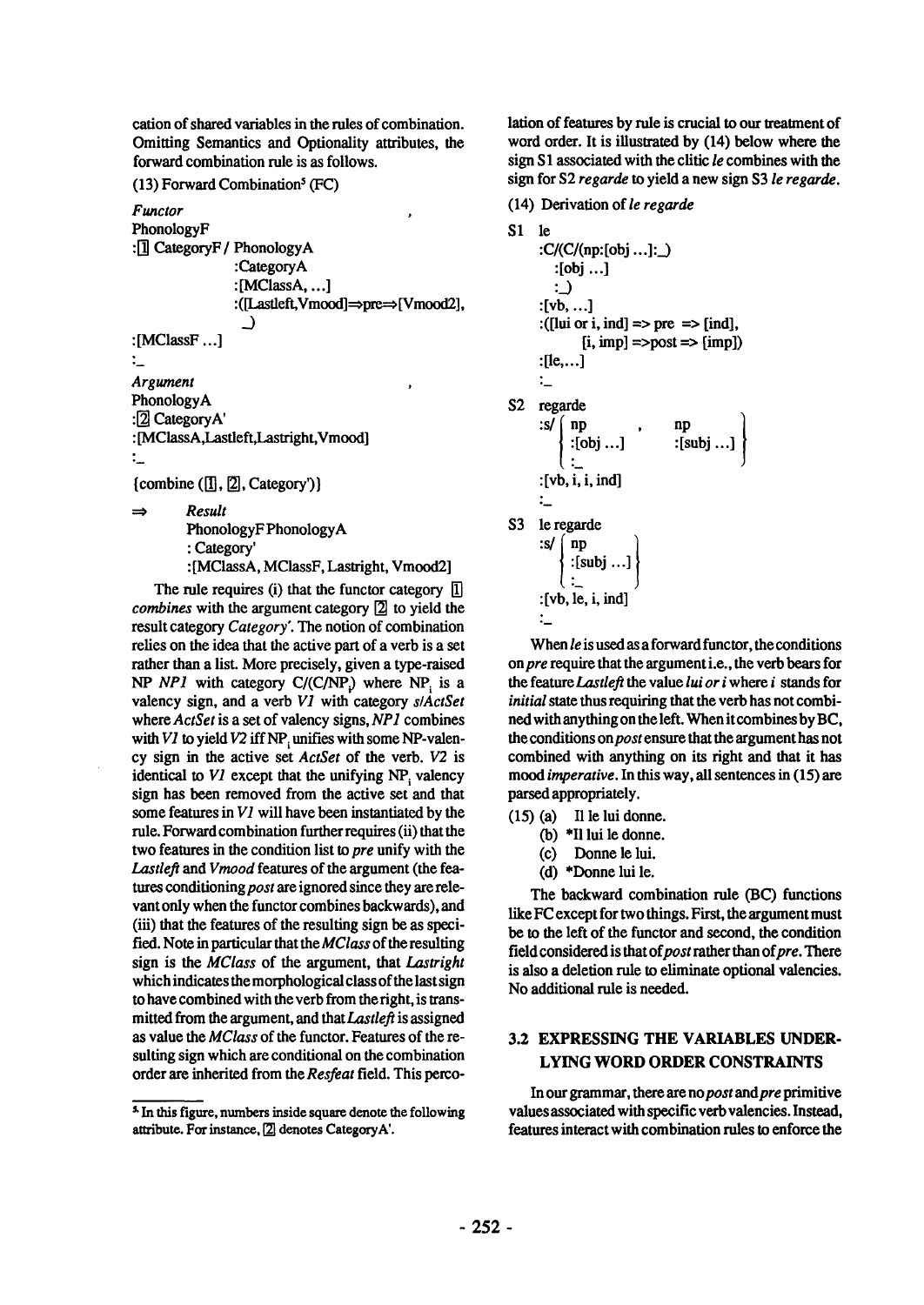cation of shared variables in the rules of combination. Omitting Semantics and Optionality attributes, the forward combination rule is as follows.

(13) Forward Combination[5] (FC)

```
Functor                                    ,
PhonologyF
:[1] CategoryF / PhonologyA
              :CategoryA
              :[MClassA, ...]
              :([Lastleft,Vmood]⇒pre⇒[Vmood2],
               _)
:[MClassF ...]
:_
Argument                                   ,
PhonologyA
:[2] CategoryA'
:[MClassA,Lastleft,Lastright,Vmood]
:_
{combine ([1], [2], Category')}

⇒     Result
      PhonologyF PhonologyA
      : Category'
      :[MClassA, MClassF, Lastright, Vmood2]
```

The rule requires (i) that the functor category [1] *combines* with the argument category [2] to yield the result category *Category'*. The notion of combination relies on the idea that the active part of a verb is a set rather than a list. More precisely, given a type-raised NP *NP1* with category $C/(C/NP_i)$ where $NP_i$ is a valency sign, and a verb *V1* with category *s/ActSet* where *ActSet* is a set of valency signs, *NP1* combines with *V1* to yield *V2* iff $NP_i$ unifies with some NP-valency sign in the active set *ActSet* of the verb. *V2* is identical to *V1* except that the unifying $NP_i$ valency sign has been removed from the active set and that some features in *V1* will have been instantiated by the rule. Forward combination further requires (ii) that the two features in the condition list to *pre* unify with the *Lastleft* and *Vmood* features of the argument (the features conditioning *post* are ignored since they are relevant only when the functor combines backwards), and (iii) that the features of the resulting sign be as specified. Note in particular that the *MClass* of the resulting sign is the *MClass* of the argument, that *Lastright* which indicates the morphological class of the last sign to have combined with the verb from the right, is transmitted from the argument, and that *Lastleft* is assigned as value the *MClass* of the functor. Features of the resulting sign which are conditional on the combination order are inherited from the *Resfeat* field. This percolation of features by rule is crucial to our treatment of word order. It is illustrated by (14) below where the sign S1 associated with the clitic *le* combines with the sign for S2 *regarde* to yield a new sign S3 *le regarde*.

(14) Derivation of *le regarde*

```
S1  le
    :C/(C/(np:[obj ...]:_)
       :[obj ...]
       :_)
    :[vb, ...]
    :([lui or i, ind] => pre  => [ind],
          [i, imp] =>post => [imp])
    :[le,...]
    :_

S2  regarde
    :s/ { np           ,       np       }
        { :[obj ...]           :[subj ...] }
        { :_                              }
    :[vb, i, i, ind]
    :_

S3  le regarde
    :s/ { np         }
        { :[subj ...] }
        { :_          }
    :[vb, le, i, ind]
    :_
```

When *le* is used as a forward functor, the conditions on *pre* require that the argument i.e., the verb bears for the feature *Lastleft* the value *lui or i* where *i* stands for *initial* state thus requiring that the verb has not combined with anything on the left. When it combines by BC, the conditions on *post* ensure that the argument has not combined with anything on its right and that it has mood *imperative*. In this way, all sentences in (15) are parsed appropriately.

(15) (a) Il le lui donne.
  (b) *Il lui le donne.
  (c) Donne le lui.
  (d) *Donne lui le.

The backward combination rule (BC) functions like FC except for two things. First, the argument must be to the left of the functor and second, the condition field considered is that of *post* rather than of *pre*. There is also a deletion rule to eliminate optional valencies. No additional rule is needed.

## 3.2 EXPRESSING THE VARIABLES UNDERLYING WORD ORDER CONSTRAINTS

In our grammar, there are no *post* and *pre* primitive values associated with specific verb valencies. Instead, features interact with combination rules to enforce the

---

[5] In this figure, numbers inside square denote the following attribute. For instance, [2] denotes CategoryA'.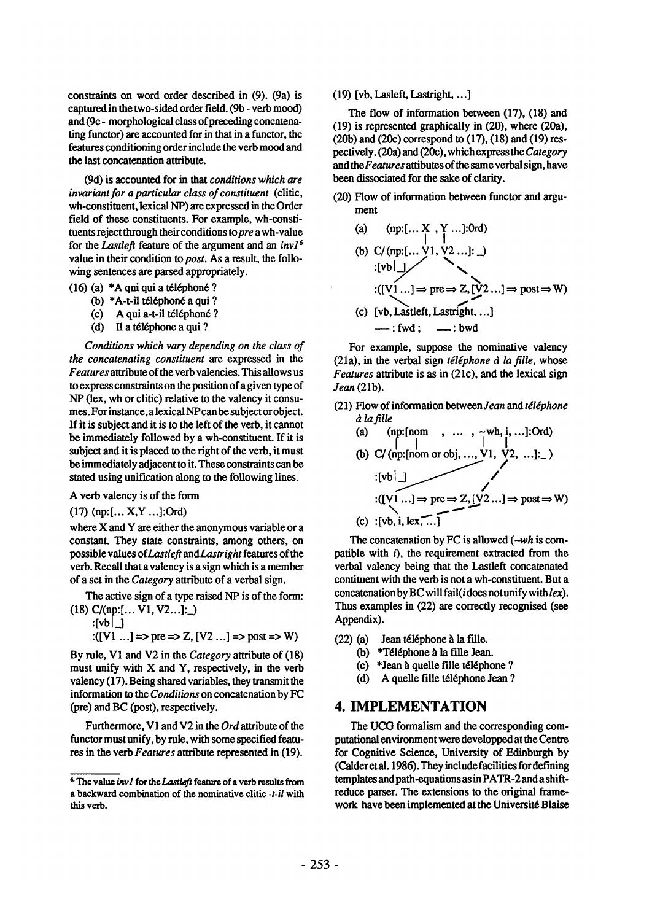constraints on word order described in (9). (9a) is captured in the two-sided order field. (9b - verb mood) and (9c - morphological class of preceding concatenating functor) are accounted for in that in a functor, the features conditioning order include the verb mood and the last concatenation attribute.

(9d) is accounted for in that *conditions which are invariant for a particular class of constituent* (clitic, wh-constituent, lexical NP) are expressed in the Order field of these constituents. For example, wh-constituents reject through their conditions to *pre* a wh-value for the *Lastleft* feature of the argument and an *inv1*[6] value in their condition to *post*. As a result, the following sentences are parsed appropriately.

(16) (a) *A qui qui a téléphoné ?
 (b) *A-t-il téléphoné a qui ?
 (c) A qui a-t-il téléphoné ?
 (d) Il a téléphone a qui ?

*Conditions which vary depending on the class of the concatenating constituent* are expressed in the *Features* attribute of the verb valencies. This allows us to express constraints on the position of a given type of NP (lex, wh or clitic) relative to the valency it consumes. For instance, a lexical NP can be subject or object. If it is subject and it is to the left of the verb, it cannot be immediately followed by a wh-constituent. If it is subject and it is placed to the right of the verb, it must be immediately adjacent to it. These constraints can be stated using unification along to the following lines.

A verb valency is of the form

(17) (np:[... X,Y ...]:Ord)

where X and Y are either the anonymous variable or a constant. They state constraints, among others, on possible values of *Lastleft* and *Lastright* features of the verb. Recall that a valency is a sign which is a member of a set in the *Category* attribute of a verbal sign.

The active sign of a type raised NP is of the form:

(18) C/(np:[... V1, V2...]:_)
 :[vb|_]
 :([V1 ...] => pre => Z, [V2 ...] => post => W)

By rule, V1 and V2 in the *Category* attribute of (18) must unify with X and Y, respectively, in the verb valency (17). Being shared variables, they transmit the information to the *Conditions* on concatenation by FC (pre) and BC (post), respectively.

Furthermore, V1 and V2 in the *Ord* attribute of the functor must unify, by rule, with some specified features in the verb *Features* attribute represented in (19).

(19) [vb, Lasleft, Lastright, ...]

The flow of information between (17), (18) and (19) is represented graphically in (20), where (20a), (20b) and (20c) correspond to (17), (18) and (19) respectively. (20a) and (20c), which express the *Category* and the *Features* attibutes of the same verbal sign, have been dissociated for the sake of clarity.

(20) Flow of information between functor and argument

 (a) (np:[... X , Y ...]:Ord)
 (b) C/(np:[... V1, V2 ...]: _)
 :[vb|_]
 :([V1 ...] ⇒ pre ⇒ Z, [V2 ...] ⇒ post ⇒ W)
 (c) [vb, Lastleft, Lastright, ...]
 —— : fwd ; — — : bwd

For example, suppose the nominative valency (21a), in the verbal sign *téléphone à la fille*, whose *Features* attribute is as in (21c), and the lexical sign *Jean* (21b).

(21) Flow of information between *Jean* and *téléphone à la fille*

 (a) (np:[nom , ... , ~wh, i, ...]:Ord)
 (b) C/(np:[nom or obj, ..., V1, V2, ...]:_)
 :[vb|_]
 :([V1 ...] ⇒ pre ⇒ Z, [V2 ...] ⇒ post ⇒ W)
 (c) :[vb, i, lex, ...]

The concatenation by FC is allowed (*~wh* is compatible with *i*), the requirement extracted from the verbal valency being that the Lastleft concatenated contituent with the verb is not a wh-constituent. But a concatenation by BC will fail(*i* does not unify with *lex*). Thus examples in (22) are correctly recognised (see Appendix).

(22) (a) Jean téléphone à la fille.
 (b) *Téléphone à la fille Jean.
 (c) *Jean à quelle fille téléphone ?
 (d) A quelle fille téléphone Jean ?

## 4. IMPLEMENTATION

The UCG formalism and the corresponding computational environment were developped at the Centre for Cognitive Science, University of Edinburgh by (Calder et al. 1986). They include facilities for defining templates and path-equations as in PATR-2 and a shift-reduce parser. The extensions to the original framework have been implemented at the Université Blaise

---

[6] The value *inv1* for the *Lastleft* feature of a verb results from a backward combination of the nominative clitic *-t-il* with this verb.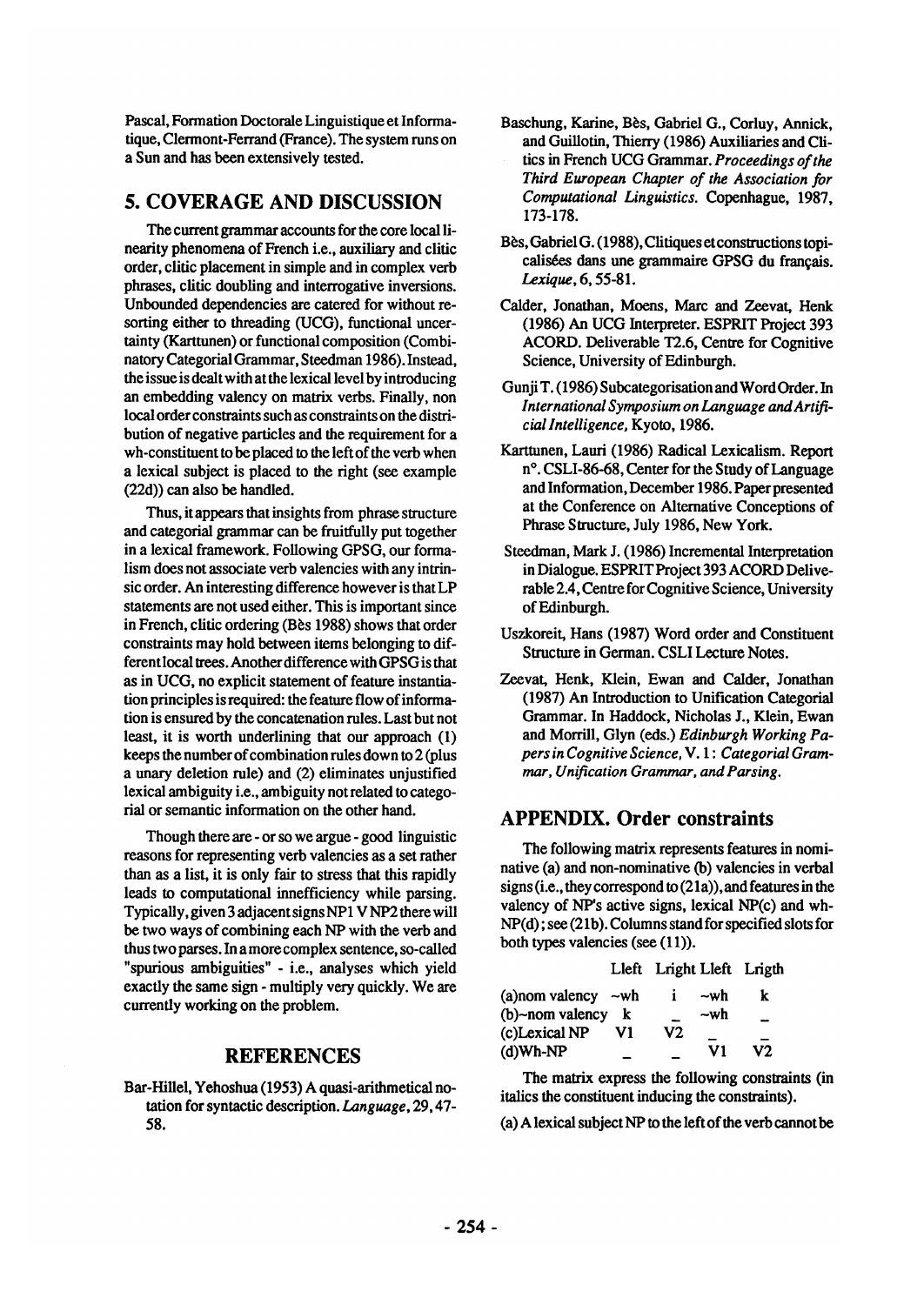Pascal, Formation Doctorale Linguistique et Informatique, Clermont-Ferrand (France). The system runs on a Sun and has been extensively tested.

## 5. COVERAGE AND DISCUSSION

The current grammar accounts for the core local linearity phenomena of French i.e., auxiliary and clitic order, clitic placement in simple and in complex verb phrases, clitic doubling and interrogative inversions. Unbounded dependencies are catered for without resorting either to threading (UCG), functional uncertainty (Karttunen) or functional composition (Combinatory Categorial Grammar, Steedman 1986). Instead, the issue is dealt with at the lexical level by introducing an embedding valency on matrix verbs. Finally, non local order constraints such as constraints on the distribution of negative particles and the requirement for a wh-constituent to be placed to the left of the verb when a lexical subject is placed to the right (see example (22d)) can also be handled.

Thus, it appears that insights from phrase structure and categorial grammar can be fruitfully put together in a lexical framework. Following GPSG, our formalism does not associate verb valencies with any intrinsic order. An interesting difference however is that LP statements are not used either. This is important since in French, clitic ordering (Bès 1988) shows that order constraints may hold between items belonging to different local trees. Another difference with GPSG is that as in UCG, no explicit statement of feature instantiation principles is required: the feature flow of information is ensured by the concatenation rules. Last but not least, it is worth underlining that our approach (1) keeps the number of combination rules down to 2 (plus a unary deletion rule) and (2) eliminates unjustified lexical ambiguity i.e., ambiguity not related to categorial or semantic information on the other hand.

Though there are - or so we argue - good linguistic reasons for representing verb valencies as a set rather than as a list, it is only fair to stress that this rapidly leads to computational innefficiency while parsing. Typically, given 3 adjacent signs NP1 V NP2 there will be two ways of combining each NP with the verb and thus two parses. In a more complex sentence, so-called "spurious ambiguities" - i.e., analyses which yield exactly the same sign - multiply very quickly. We are currently working on the problem.

## REFERENCES

Bar-Hillel, Yehoshua (1953) A quasi-arithmetical notation for syntactic description. *Language*, 29, 47-58.

Baschung, Karine, Bès, Gabriel G., Corluy, Annick, and Guillotin, Thierry (1986) Auxiliaries and Clitics in French UCG Grammar. *Proceedings of the Third European Chapter of the Association for Computational Linguistics*. Copenhague, 1987, 173-178.

Bès, Gabriel G. (1988), Clitiques et constructions topicalisées dans une grammaire GPSG du français. *Lexique*, 6, 55-81.

Calder, Jonathan, Moens, Marc and Zeevat, Henk (1986) An UCG Interpreter. ESPRIT Project 393 ACORD. Deliverable T2.6, Centre for Cognitive Science, University of Edinburgh.

Gunji T. (1986) Subcategorisation and Word Order. In *International Symposium on Language and Artificial Intelligence*, Kyoto, 1986.

Karttunen, Lauri (1986) Radical Lexicalism. Report n°. CSLI-86-68, Center for the Study of Language and Information, December 1986. Paper presented at the Conference on Alternative Conceptions of Phrase Structure, July 1986, New York.

Steedman, Mark J. (1986) Incremental Interpretation in Dialogue. ESPRIT Project 393 ACORD Deliverable 2.4, Centre for Cognitive Science, University of Edinburgh.

Uszkoreit, Hans (1987) Word order and Constituent Structure in German. CSLI Lecture Notes.

Zeevat, Henk, Klein, Ewan and Calder, Jonathan (1987) An Introduction to Unification Categorial Grammar. In Haddock, Nicholas J., Klein, Ewan and Morrill, Glyn (eds.) *Edinburgh Working Papers in Cognitive Science*, V. 1: *Categorial Grammar, Unification Grammar, and Parsing*.

## APPENDIX. Order constraints

The following matrix represents features in nominative (a) and non-nominative (b) valencies in verbal signs (i.e., they correspond to (21a)), and features in the valency of NP's active signs, lexical NP(c) and wh-NP(d) ; see (21b). Columns stand for specified slots for both types valencies (see (11)).

| | Lleft | Lright | Lleft | Lrigth |
|---|---|---|---|---|
| (a)nom valency | ~wh | i | ~wh | k |
| (b)~nom valency | k | _ | ~wh | _ |
| (c)Lexical NP | V1 | V2 | _ | _ |
| (d)Wh-NP | _ | _ | V1 | V2 |

The matrix express the following constraints (in italics the constituent inducing the constraints).

(a) A lexical subject NP to the left of the verb cannot be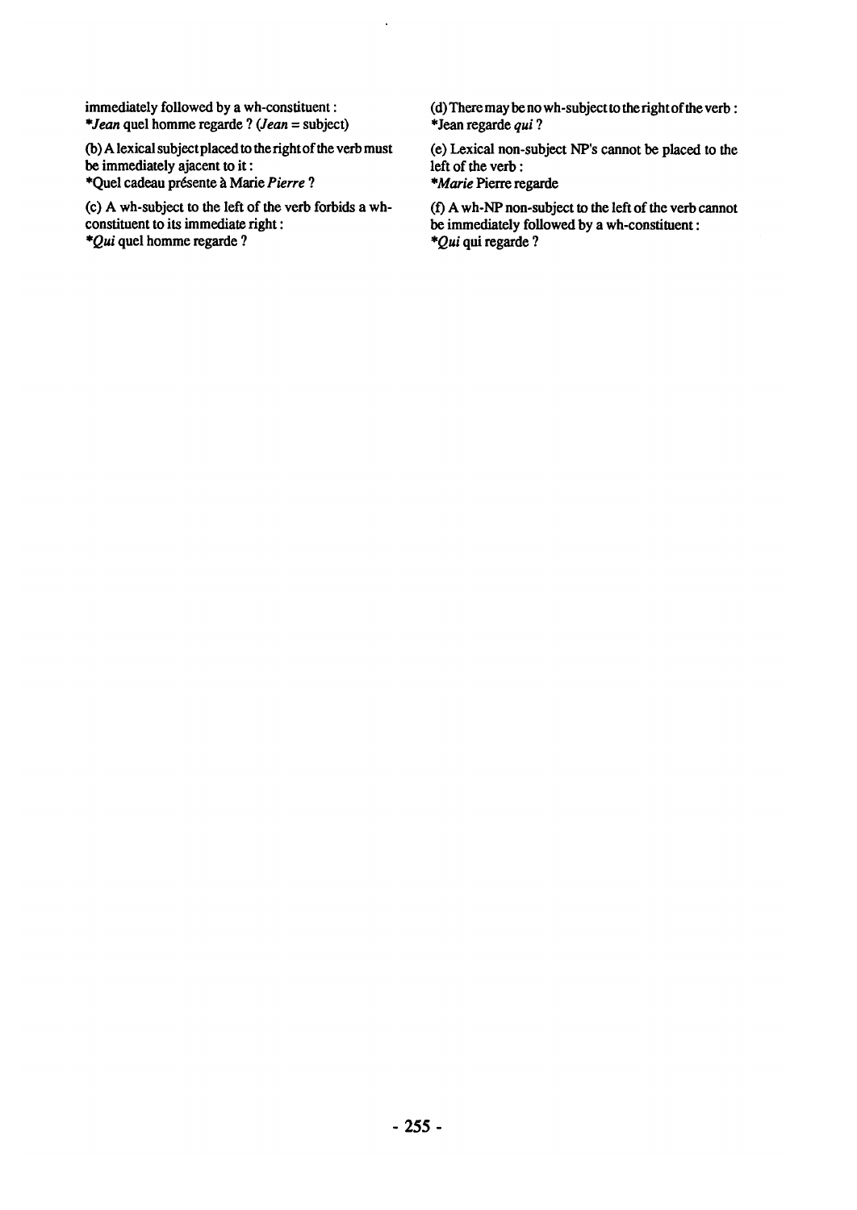immediately followed by a wh-constituent :
**Jean* quel homme regarde ? (*Jean* = subject)

(b) A lexical subject placed to the right of the verb must be immediately ajacent to it :
*Quel cadeau présente à Marie *Pierre* ?

(c) A wh-subject to the left of the verb forbids a wh-constituent to its immediate right :
**Qui* quel homme regarde ?

(d) There may be no wh-subject to the right of the verb :
*Jean regarde *qui* ?

(e) Lexical non-subject NP's cannot be placed to the left of the verb :
**Marie* Pierre regarde

(f) A wh-NP non-subject to the left of the verb cannot be immediately followed by a wh-constituent :
**Qui* qui regarde ?